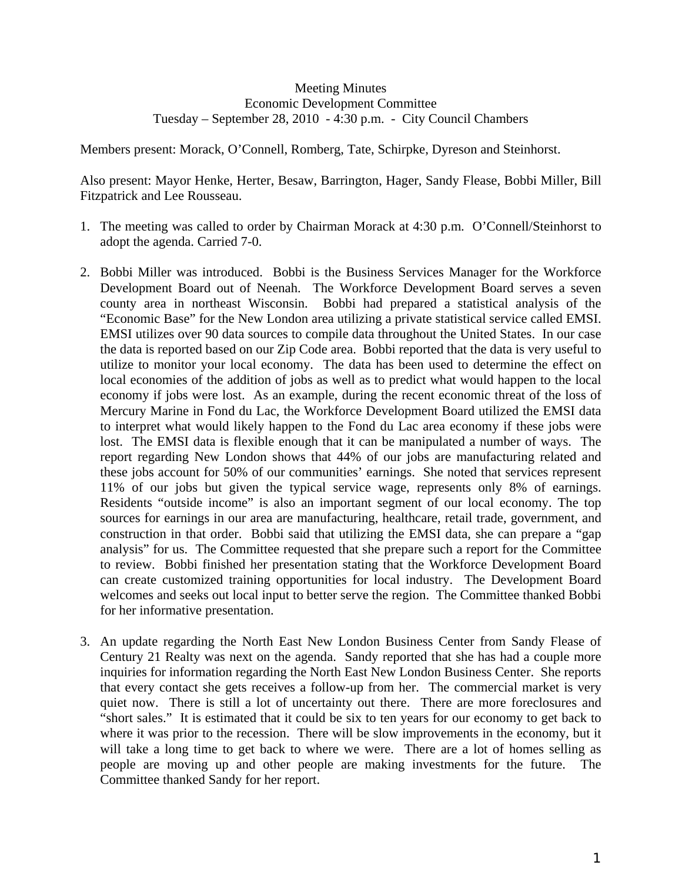Meeting Minutes
Economic Development Committee
Tuesday – September 28, 2010 - 4:30 p.m. - City Council Chambers

Members present: Morack, O'Connell, Romberg, Tate, Schirpke, Dyreson and Steinhorst.

Also present: Mayor Henke, Herter, Besaw, Barrington, Hager, Sandy Flease, Bobbi Miller, Bill Fitzpatrick and Lee Rousseau.

1. The meeting was called to order by Chairman Morack at 4:30 p.m. O'Connell/Steinhorst to adopt the agenda. Carried 7-0.

2. Bobbi Miller was introduced. Bobbi is the Business Services Manager for the Workforce Development Board out of Neenah. The Workforce Development Board serves a seven county area in northeast Wisconsin. Bobbi had prepared a statistical analysis of the "Economic Base" for the New London area utilizing a private statistical service called EMSI. EMSI utilizes over 90 data sources to compile data throughout the United States. In our case the data is reported based on our Zip Code area. Bobbi reported that the data is very useful to utilize to monitor your local economy. The data has been used to determine the effect on local economies of the addition of jobs as well as to predict what would happen to the local economy if jobs were lost. As an example, during the recent economic threat of the loss of Mercury Marine in Fond du Lac, the Workforce Development Board utilized the EMSI data to interpret what would likely happen to the Fond du Lac area economy if these jobs were lost. The EMSI data is flexible enough that it can be manipulated a number of ways. The report regarding New London shows that 44% of our jobs are manufacturing related and these jobs account for 50% of our communities' earnings. She noted that services represent 11% of our jobs but given the typical service wage, represents only 8% of earnings. Residents "outside income" is also an important segment of our local economy. The top sources for earnings in our area are manufacturing, healthcare, retail trade, government, and construction in that order. Bobbi said that utilizing the EMSI data, she can prepare a "gap analysis" for us. The Committee requested that she prepare such a report for the Committee to review. Bobbi finished her presentation stating that the Workforce Development Board can create customized training opportunities for local industry. The Development Board welcomes and seeks out local input to better serve the region. The Committee thanked Bobbi for her informative presentation.

3. An update regarding the North East New London Business Center from Sandy Flease of Century 21 Realty was next on the agenda. Sandy reported that she has had a couple more inquiries for information regarding the North East New London Business Center. She reports that every contact she gets receives a follow-up from her. The commercial market is very quiet now. There is still a lot of uncertainty out there. There are more foreclosures and "short sales." It is estimated that it could be six to ten years for our economy to get back to where it was prior to the recession. There will be slow improvements in the economy, but it will take a long time to get back to where we were. There are a lot of homes selling as people are moving up and other people are making investments for the future. The Committee thanked Sandy for her report.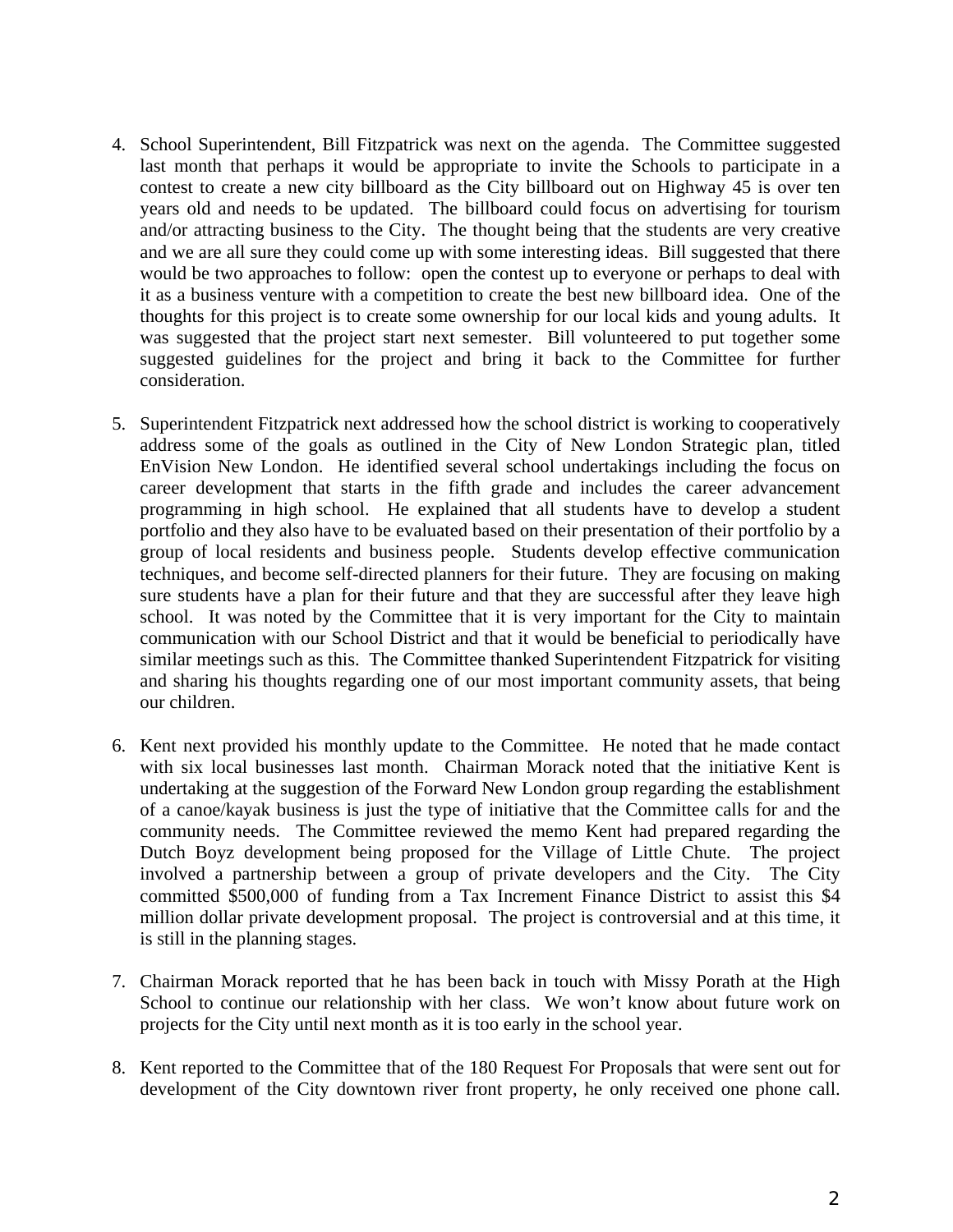4. School Superintendent, Bill Fitzpatrick was next on the agenda. The Committee suggested last month that perhaps it would be appropriate to invite the Schools to participate in a contest to create a new city billboard as the City billboard out on Highway 45 is over ten years old and needs to be updated. The billboard could focus on advertising for tourism and/or attracting business to the City. The thought being that the students are very creative and we are all sure they could come up with some interesting ideas. Bill suggested that there would be two approaches to follow: open the contest up to everyone or perhaps to deal with it as a business venture with a competition to create the best new billboard idea. One of the thoughts for this project is to create some ownership for our local kids and young adults. It was suggested that the project start next semester. Bill volunteered to put together some suggested guidelines for the project and bring it back to the Committee for further consideration.

5. Superintendent Fitzpatrick next addressed how the school district is working to cooperatively address some of the goals as outlined in the City of New London Strategic plan, titled EnVision New London. He identified several school undertakings including the focus on career development that starts in the fifth grade and includes the career advancement programming in high school. He explained that all students have to develop a student portfolio and they also have to be evaluated based on their presentation of their portfolio by a group of local residents and business people. Students develop effective communication techniques, and become self-directed planners for their future. They are focusing on making sure students have a plan for their future and that they are successful after they leave high school. It was noted by the Committee that it is very important for the City to maintain communication with our School District and that it would be beneficial to periodically have similar meetings such as this. The Committee thanked Superintendent Fitzpatrick for visiting and sharing his thoughts regarding one of our most important community assets, that being our children.

6. Kent next provided his monthly update to the Committee. He noted that he made contact with six local businesses last month. Chairman Morack noted that the initiative Kent is undertaking at the suggestion of the Forward New London group regarding the establishment of a canoe/kayak business is just the type of initiative that the Committee calls for and the community needs. The Committee reviewed the memo Kent had prepared regarding the Dutch Boyz development being proposed for the Village of Little Chute. The project involved a partnership between a group of private developers and the City. The City committed $500,000 of funding from a Tax Increment Finance District to assist this $4 million dollar private development proposal. The project is controversial and at this time, it is still in the planning stages.

7. Chairman Morack reported that he has been back in touch with Missy Porath at the High School to continue our relationship with her class. We won't know about future work on projects for the City until next month as it is too early in the school year.

8. Kent reported to the Committee that of the 180 Request For Proposals that were sent out for development of the City downtown river front property, he only received one phone call.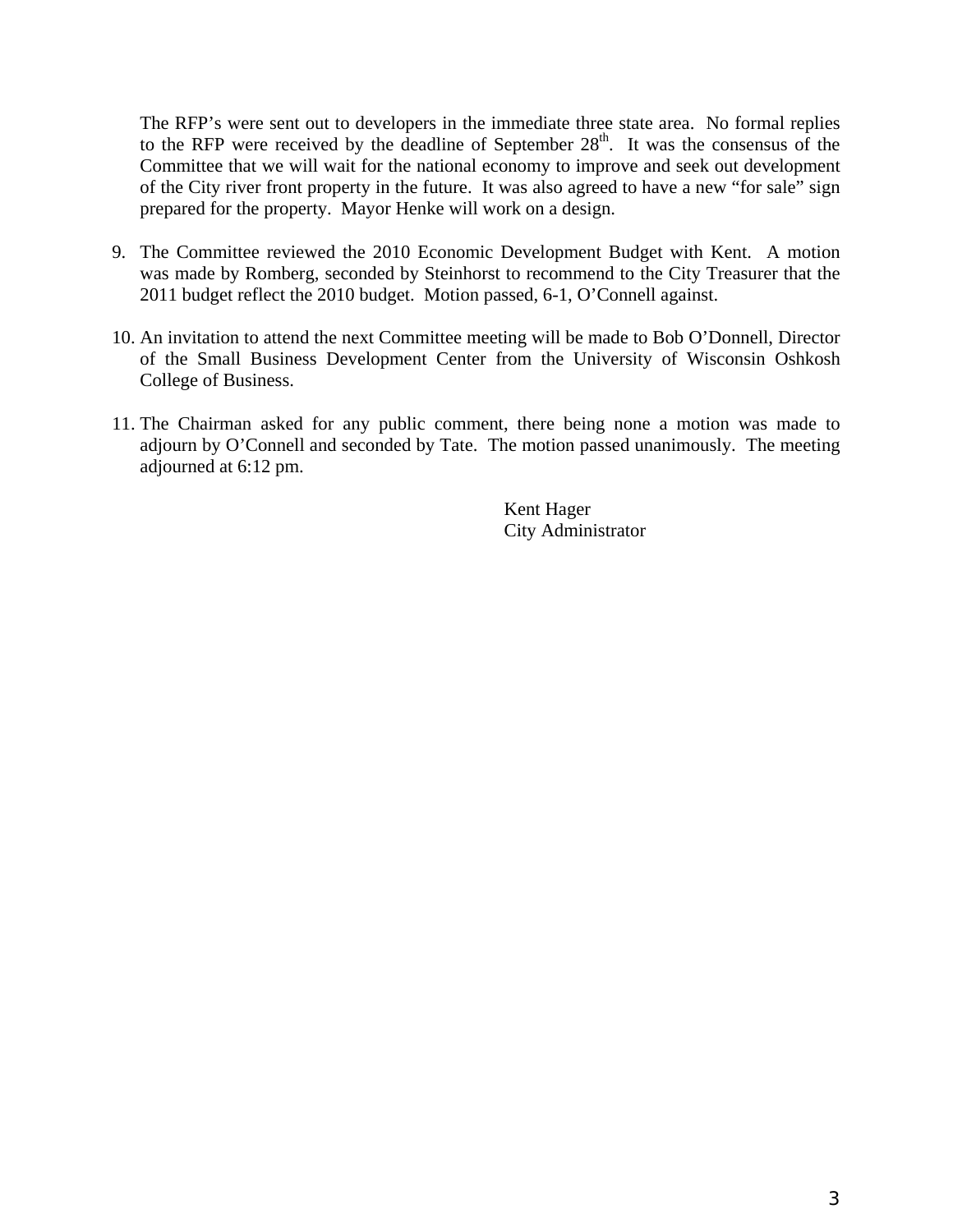The RFP's were sent out to developers in the immediate three state area. No formal replies to the RFP were received by the deadline of September 28th. It was the consensus of the Committee that we will wait for the national economy to improve and seek out development of the City river front property in the future. It was also agreed to have a new "for sale" sign prepared for the property. Mayor Henke will work on a design.

9. The Committee reviewed the 2010 Economic Development Budget with Kent. A motion was made by Romberg, seconded by Steinhorst to recommend to the City Treasurer that the 2011 budget reflect the 2010 budget. Motion passed, 6-1, O'Connell against.

10. An invitation to attend the next Committee meeting will be made to Bob O'Donnell, Director of the Small Business Development Center from the University of Wisconsin Oshkosh College of Business.

11. The Chairman asked for any public comment, there being none a motion was made to adjourn by O'Connell and seconded by Tate. The motion passed unanimously. The meeting adjourned at 6:12 pm.

Kent Hager
City Administrator